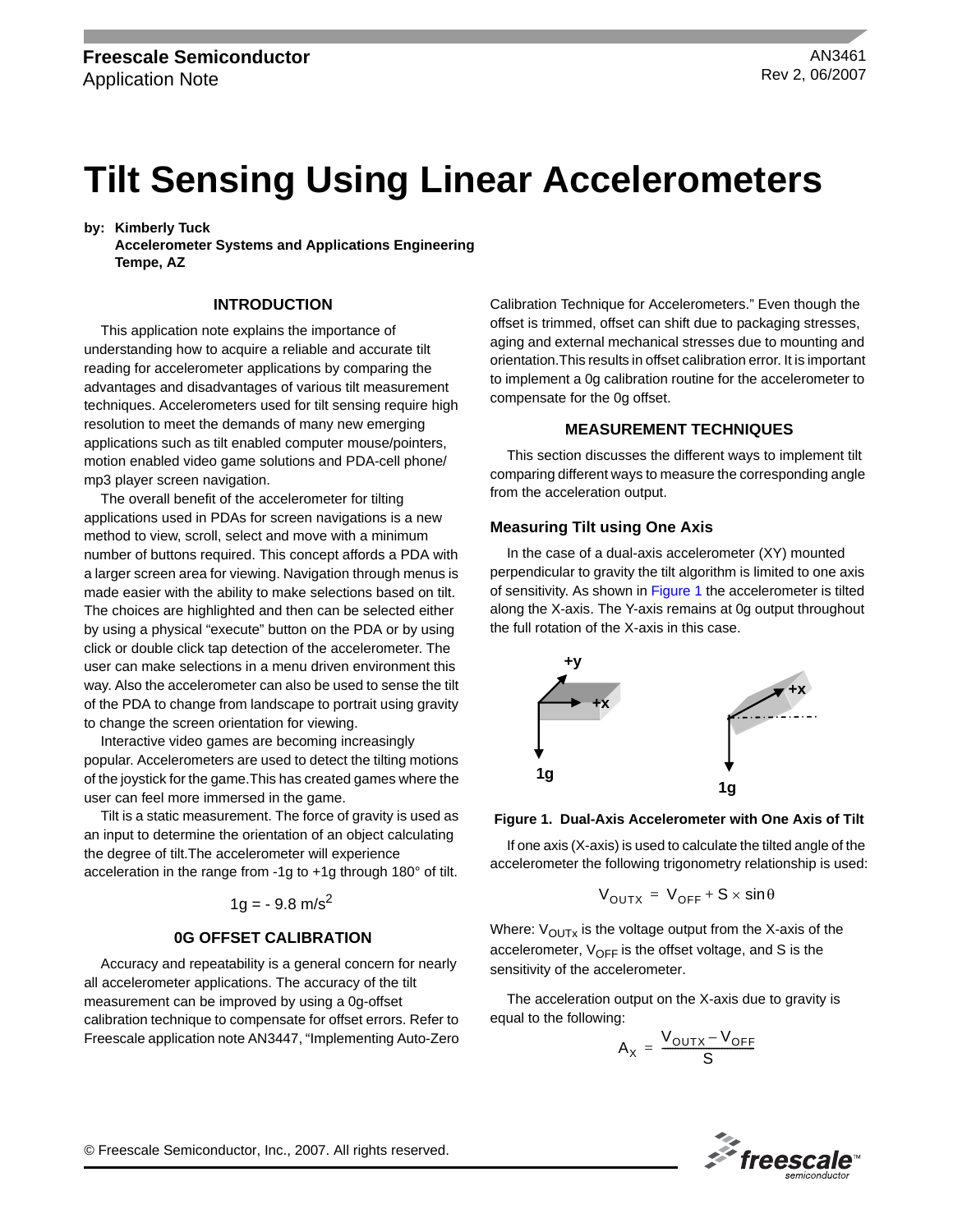Freescale Semiconductor
Application Note

AN3461
Rev 2, 06/2007

# Tilt Sensing Using Linear Accelerometers

**by: Kimberly Tuck**
**Accelerometer Systems and Applications Engineering**
**Tempe, AZ**

## INTRODUCTION

This application note explains the importance of understanding how to acquire a reliable and accurate tilt reading for accelerometer applications by comparing the advantages and disadvantages of various tilt measurement techniques. Accelerometers used for tilt sensing require high resolution to meet the demands of many new emerging applications such as tilt enabled computer mouse/pointers, motion enabled video game solutions and PDA-cell phone/ mp3 player screen navigation.

The overall benefit of the accelerometer for tilting applications used in PDAs for screen navigations is a new method to view, scroll, select and move with a minimum number of buttons required. This concept affords a PDA with a larger screen area for viewing. Navigation through menus is made easier with the ability to make selections based on tilt. The choices are highlighted and then can be selected either by using a physical "execute" button on the PDA or by using click or double click tap detection of the accelerometer. The user can make selections in a menu driven environment this way. Also the accelerometer can also be used to sense the tilt of the PDA to change from landscape to portrait using gravity to change the screen orientation for viewing.

Interactive video games are becoming increasingly popular. Accelerometers are used to detect the tilting motions of the joystick for the game.This has created games where the user can feel more immersed in the game.

Tilt is a static measurement. The force of gravity is used as an input to determine the orientation of an object calculating the degree of tilt.The accelerometer will experience acceleration in the range from -1g to +1g through 180° of tilt.

$$1g = -9.8\ m/s^2$$

## 0G OFFSET CALIBRATION

Accuracy and repeatability is a general concern for nearly all accelerometer applications. The accuracy of the tilt measurement can be improved by using a 0g-offset calibration technique to compensate for offset errors. Refer to Freescale application note AN3447, "Implementing Auto-Zero Calibration Technique for Accelerometers." Even though the offset is trimmed, offset can shift due to packaging stresses, aging and external mechanical stresses due to mounting and orientation.This results in offset calibration error. It is important to implement a 0g calibration routine for the accelerometer to compensate for the 0g offset.

## MEASUREMENT TECHNIQUES

This section discusses the different ways to implement tilt comparing different ways to measure the corresponding angle from the acceleration output.

### Measuring Tilt using One Axis

In the case of a dual-axis accelerometer (XY) mounted perpendicular to gravity the tilt algorithm is limited to one axis of sensitivity. As shown in Figure 1 the accelerometer is tilted along the X-axis. The Y-axis remains at 0g output throughout the full rotation of the X-axis in this case.

**Figure 1. Dual-Axis Accelerometer with One Axis of Tilt**

If one axis (X-axis) is used to calculate the tilted angle of the accelerometer the following trigonometry relationship is used:

$$V_{OUTX} = V_{OFF} + S \times \sin\theta$$

Where: $V_{OUTx}$ is the voltage output from the X-axis of the accelerometer, $V_{OFF}$ is the offset voltage, and S is the sensitivity of the accelerometer.

The acceleration output on the X-axis due to gravity is equal to the following:

$$A_X = \frac{V_{OUTX} - V_{OFF}}{S}$$

© Freescale Semiconductor, Inc., 2007. All rights reserved.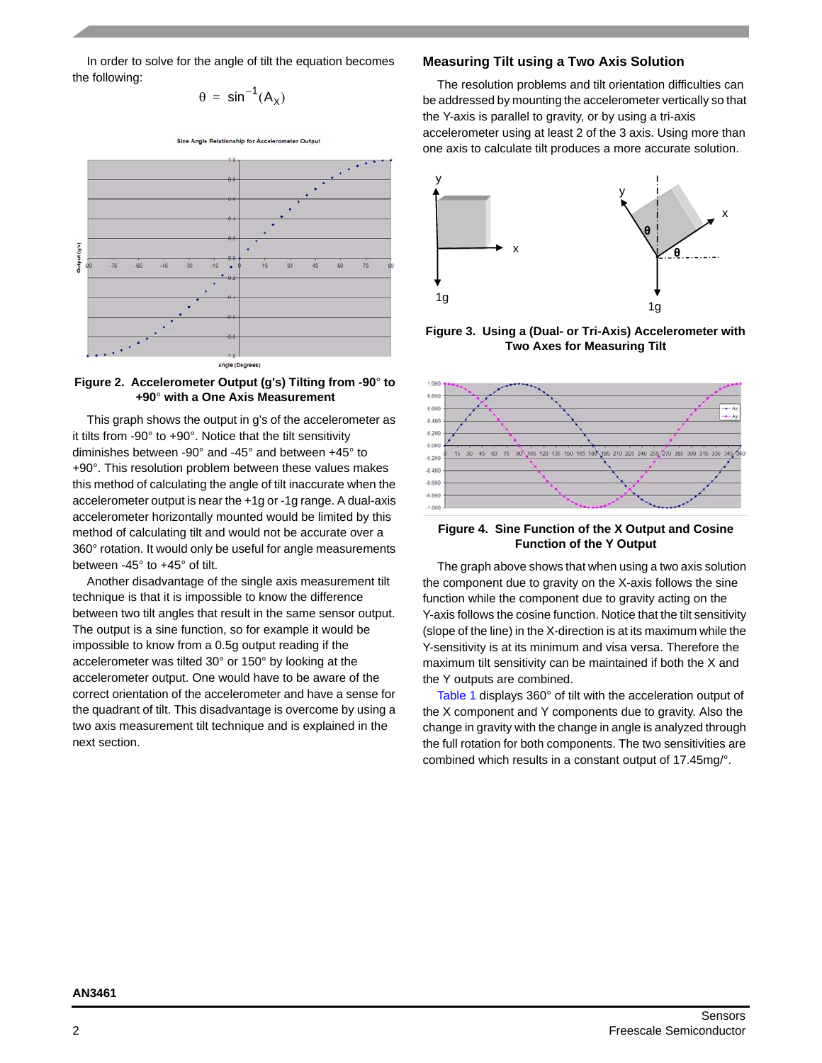In order to solve for the angle of tilt the equation becomes the following:

$$\theta = \sin^{-1}(A_X)$$

**Figure 2. Accelerometer Output (g's) Tilting from -90° to +90° with a One Axis Measurement**

This graph shows the output in g's of the accelerometer as it tilts from -90° to +90°. Notice that the tilt sensitivity diminishes between -90° and -45° and between +45° to +90°. This resolution problem between these values makes this method of calculating the angle of tilt inaccurate when the accelerometer output is near the +1g or -1g range. A dual-axis accelerometer horizontally mounted would be limited by this method of calculating tilt and would not be accurate over a 360° rotation. It would only be useful for angle measurements between -45° to +45° of tilt.

Another disadvantage of the single axis measurement tilt technique is that it is impossible to know the difference between two tilt angles that result in the same sensor output. The output is a sine function, so for example it would be impossible to know from a 0.5g output reading if the accelerometer was tilted 30° or 150° by looking at the accelerometer output. One would have to be aware of the correct orientation of the accelerometer and have a sense for the quadrant of tilt. This disadvantage is overcome by using a two axis measurement tilt technique and is explained in the next section.

## Measuring Tilt using a Two Axis Solution

The resolution problems and tilt orientation difficulties can be addressed by mounting the accelerometer vertically so that the Y-axis is parallel to gravity, or by using a tri-axis accelerometer using at least 2 of the 3 axis. Using more than one axis to calculate tilt produces a more accurate solution.

**Figure 3. Using a (Dual- or Tri-Axis) Accelerometer with Two Axes for Measuring Tilt**

**Figure 4. Sine Function of the X Output and Cosine Function of the Y Output**

The graph above shows that when using a two axis solution the component due to gravity on the X-axis follows the sine function while the component due to gravity acting on the Y-axis follows the cosine function. Notice that the tilt sensitivity (slope of the line) in the X-direction is at its maximum while the Y-sensitivity is at its minimum and visa versa. Therefore the maximum tilt sensitivity can be maintained if both the X and the Y outputs are combined.

Table 1 displays 360° of tilt with the acceleration output of the X component and Y components due to gravity. Also the change in gravity with the change in angle is analyzed through the full rotation for both components. The two sensitivities are combined which results in a constant output of 17.45mg/°.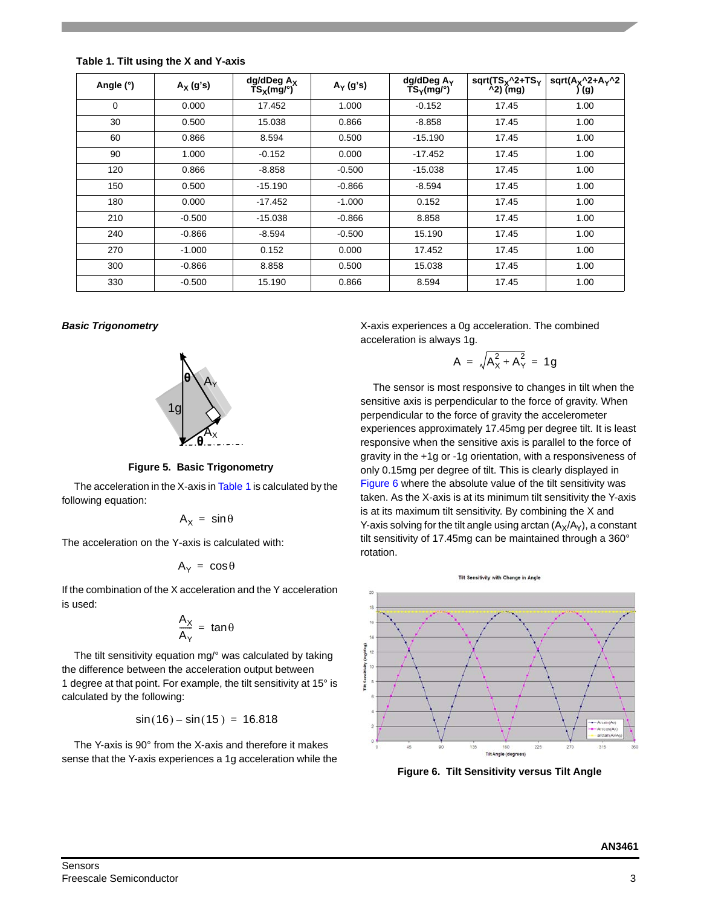**Table 1. Tilt using the X and Y-axis**

| Angle (°) | $A_X$ (g's) | dg/dDeg $A_X$ $TS_X$(mg/°) | $A_Y$ (g's) | dg/dDeg $A_Y$ $TS_Y$(mg/°) | sqrt($TS_X$^2+$TS_Y$^2) (mg) | sqrt($A_X$^2+$A_Y$^2) (g) |
|---|---|---|---|---|---|---|
| 0 | 0.000 | 17.452 | 1.000 | -0.152 | 17.45 | 1.00 |
| 30 | 0.500 | 15.038 | 0.866 | -8.858 | 17.45 | 1.00 |
| 60 | 0.866 | 8.594 | 0.500 | -15.190 | 17.45 | 1.00 |
| 90 | 1.000 | -0.152 | 0.000 | -17.452 | 17.45 | 1.00 |
| 120 | 0.866 | -8.858 | -0.500 | -15.038 | 17.45 | 1.00 |
| 150 | 0.500 | -15.190 | -0.866 | -8.594 | 17.45 | 1.00 |
| 180 | 0.000 | -17.452 | -1.000 | 0.152 | 17.45 | 1.00 |
| 210 | -0.500 | -15.038 | -0.866 | 8.858 | 17.45 | 1.00 |
| 240 | -0.866 | -8.594 | -0.500 | 15.190 | 17.45 | 1.00 |
| 270 | -1.000 | 0.152 | 0.000 | 17.452 | 17.45 | 1.00 |
| 300 | -0.866 | 8.858 | 0.500 | 15.038 | 17.45 | 1.00 |
| 330 | -0.500 | 15.190 | 0.866 | 8.594 | 17.45 | 1.00 |

### *Basic Trigonometry*

**Figure 5. Basic Trigonometry**

The acceleration in the X-axis in Table 1 is calculated by the following equation:

$$A_X = \sin\theta$$

The acceleration on the Y-axis is calculated with:

$$A_Y = \cos\theta$$

If the combination of the X acceleration and the Y acceleration is used:

$$\frac{A_X}{A_Y} = \tan\theta$$

The tilt sensitivity equation mg/° was calculated by taking the difference between the acceleration output between 1 degree at that point. For example, the tilt sensitivity at 15° is calculated by the following:

$$\sin(16) - \sin(15) = 16.818$$

The Y-axis is 90° from the X-axis and therefore it makes sense that the Y-axis experiences a 1g acceleration while the X-axis experiences a 0g acceleration. The combined acceleration is always 1g.

$$A = \sqrt{A_X^2 + A_Y^2} = 1g$$

The sensor is most responsive to changes in tilt when the sensitive axis is perpendicular to the force of gravity. When perpendicular to the force of gravity the accelerometer experiences approximately 17.45mg per degree tilt. It is least responsive when the sensitive axis is parallel to the force of gravity in the +1g or -1g orientation, with a responsiveness of only 0.15mg per degree of tilt. This is clearly displayed in Figure 6 where the absolute value of the tilt sensitivity was taken. As the X-axis is at its minimum tilt sensitivity the Y-axis is at its maximum tilt sensitivity. By combining the X and Y-axis solving for the tilt angle using arctan ($A_X$/$A_Y$), a constant tilt sensitivity of 17.45mg can be maintained through a 360° rotation.

**Figure 6. Tilt Sensitivity versus Tilt Angle**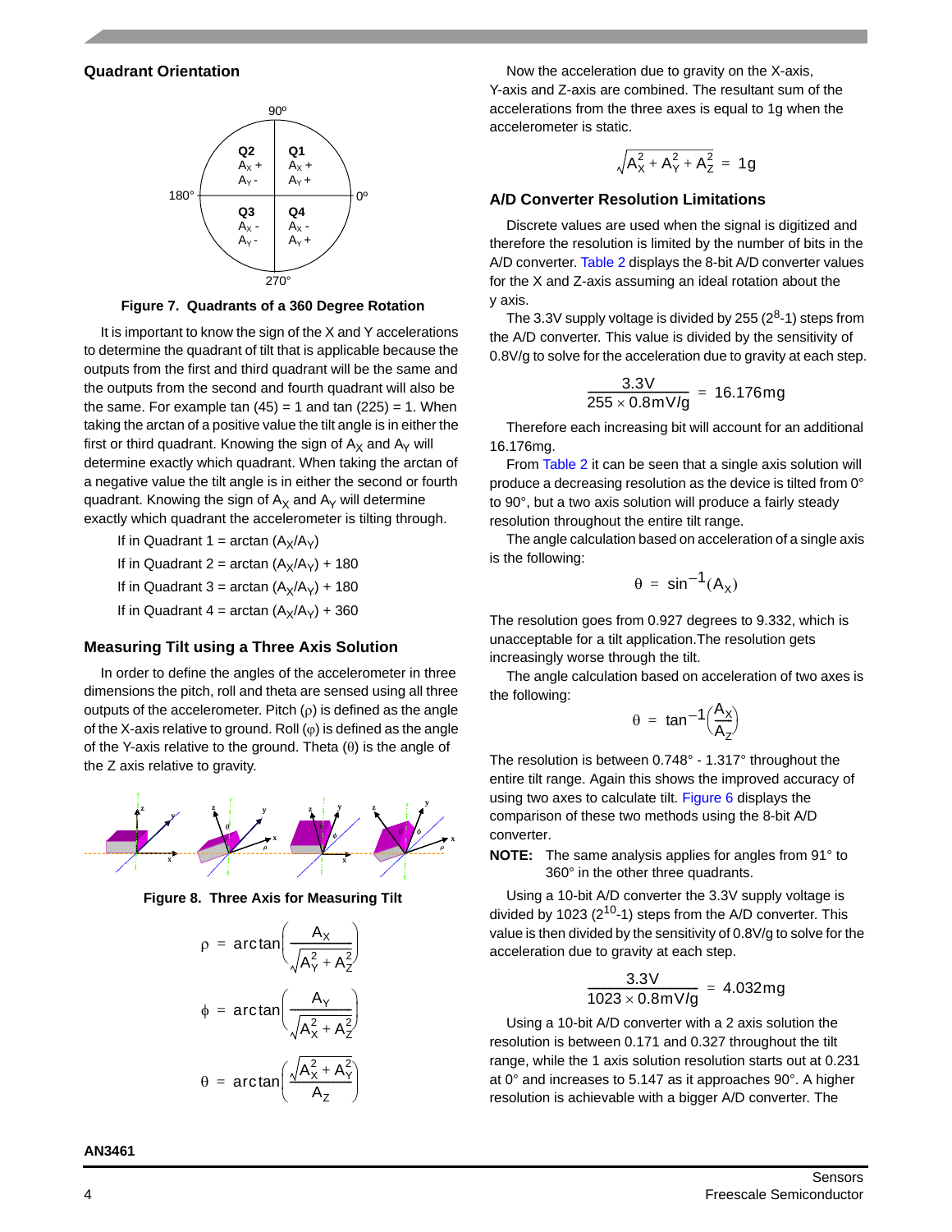### Quadrant Orientation

Figure 7. Quadrants of a 360 Degree Rotation

It is important to know the sign of the X and Y accelerations to determine the quadrant of tilt that is applicable because the outputs from the first and third quadrant will be the same and the outputs from the second and fourth quadrant will also be the same. For example tan (45) = 1 and tan (225) = 1. When taking the arctan of a positive value the tilt angle is in either the first or third quadrant. Knowing the sign of $A_X$ and $A_Y$ will determine exactly which quadrant. When taking the arctan of a negative value the tilt angle is in either the second or fourth quadrant. Knowing the sign of $A_X$ and $A_Y$ will determine exactly which quadrant the accelerometer is tilting through.

If in Quadrant 1 = arctan $(A_X/A_Y)$

If in Quadrant 2 = arctan $(A_X/A_Y)$ + 180

If in Quadrant 3 = arctan $(A_X/A_Y)$ + 180

If in Quadrant 4 = arctan $(A_X/A_Y)$ + 360

### Measuring Tilt using a Three Axis Solution

In order to define the angles of the accelerometer in three dimensions the pitch, roll and theta are sensed using all three outputs of the accelerometer. Pitch ($\rho$) is defined as the angle of the X-axis relative to ground. Roll ($\varphi$) is defined as the angle of the Y-axis relative to the ground. Theta ($\theta$) is the angle of the Z axis relative to gravity.

Figure 8. Three Axis for Measuring Tilt

$$\rho = \arctan\left(\frac{A_X}{\sqrt{A_Y^2 + A_Z^2}}\right)$$

$$\phi = \arctan\left(\frac{A_Y}{\sqrt{A_X^2 + A_Z^2}}\right)$$

$$\theta = \arctan\left(\frac{\sqrt{A_X^2 + A_Y^2}}{A_Z}\right)$$

Now the acceleration due to gravity on the X-axis, Y-axis and Z-axis are combined. The resultant sum of the accelerations from the three axes is equal to 1g when the accelerometer is static.

$$\sqrt{A_X^2 + A_Y^2 + A_Z^2} = 1g$$

### A/D Converter Resolution Limitations

Discrete values are used when the signal is digitized and therefore the resolution is limited by the number of bits in the A/D converter. Table 2 displays the 8-bit A/D converter values for the X and Z-axis assuming an ideal rotation about the y axis.

The 3.3V supply voltage is divided by 255 ($2^8$-1) steps from the A/D converter. This value is divided by the sensitivity of 0.8V/g to solve for the acceleration due to gravity at each step.

$$\frac{3.3V}{255 \times 0.8mV/g} = 16.176mg$$

Therefore each increasing bit will account for an additional 16.176mg.

From Table 2 it can be seen that a single axis solution will produce a decreasing resolution as the device is tilted from 0° to 90°, but a two axis solution will produce a fairly steady resolution throughout the entire tilt range.

The angle calculation based on acceleration of a single axis is the following:

$$\theta = \sin^{-1}(A_X)$$

The resolution goes from 0.927 degrees to 9.332, which is unacceptable for a tilt application.The resolution gets increasingly worse through the tilt.

The angle calculation based on acceleration of two axes is the following:

$$\theta = \tan^{-1}\left(\frac{A_X}{A_Z}\right)$$

The resolution is between 0.748° - 1.317° throughout the entire tilt range. Again this shows the improved accuracy of using two axes to calculate tilt. Figure 6 displays the comparison of these two methods using the 8-bit A/D converter.

**NOTE:** The same analysis applies for angles from 91° to 360° in the other three quadrants.

Using a 10-bit A/D converter the 3.3V supply voltage is divided by 1023 ($2^{10}$-1) steps from the A/D converter. This value is then divided by the sensitivity of 0.8V/g to solve for the acceleration due to gravity at each step.

$$\frac{3.3V}{1023 \times 0.8mV/g} = 4.032mg$$

Using a 10-bit A/D converter with a 2 axis solution the resolution is between 0.171 and 0.327 throughout the tilt range, while the 1 axis solution resolution starts out at 0.231 at 0° and increases to 5.147 as it approaches 90°. A higher resolution is achievable with a bigger A/D converter. The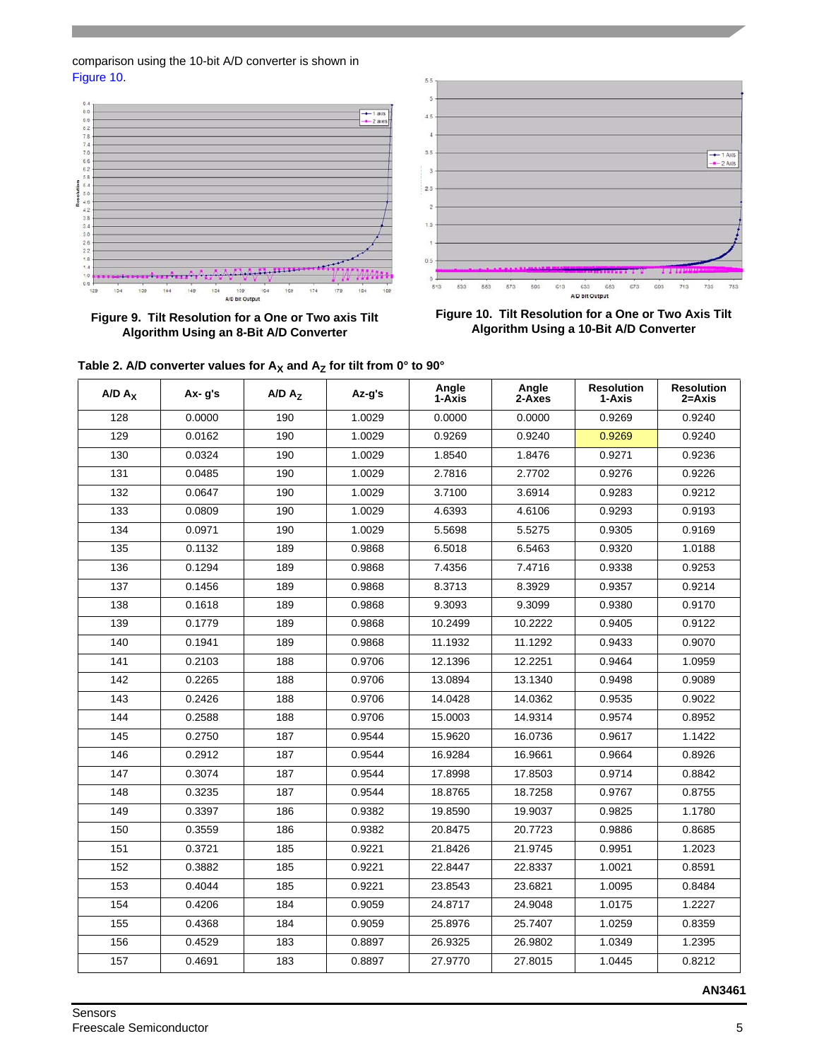comparison using the 10-bit A/D converter is shown in Figure 10.

Figure 9. Tilt Resolution for a One or Two axis Tilt Algorithm Using an 8-Bit A/D Converter

Figure 10. Tilt Resolution for a One or Two Axis Tilt Algorithm Using a 10-Bit A/D Converter

**Table 2. A/D converter values for $A_X$ and $A_Z$ for tilt from 0° to 90°**

| A/D $A_X$ | Ax- g's | A/D $A_Z$ | Az-g's | Angle 1-Axis | Angle 2-Axes | Resolution 1-Axis | Resolution 2=Axis |
|---|---|---|---|---|---|---|---|
| 128 | 0.0000 | 190 | 1.0029 | 0.0000 | 0.0000 | 0.9269 | 0.9240 |
| 129 | 0.0162 | 190 | 1.0029 | 0.9269 | 0.9240 | 0.9269 | 0.9240 |
| 130 | 0.0324 | 190 | 1.0029 | 1.8540 | 1.8476 | 0.9271 | 0.9236 |
| 131 | 0.0485 | 190 | 1.0029 | 2.7816 | 2.7702 | 0.9276 | 0.9226 |
| 132 | 0.0647 | 190 | 1.0029 | 3.7100 | 3.6914 | 0.9283 | 0.9212 |
| 133 | 0.0809 | 190 | 1.0029 | 4.6393 | 4.6106 | 0.9293 | 0.9193 |
| 134 | 0.0971 | 190 | 1.0029 | 5.5698 | 5.5275 | 0.9305 | 0.9169 |
| 135 | 0.1132 | 189 | 0.9868 | 6.5018 | 6.5463 | 0.9320 | 1.0188 |
| 136 | 0.1294 | 189 | 0.9868 | 7.4356 | 7.4716 | 0.9338 | 0.9253 |
| 137 | 0.1456 | 189 | 0.9868 | 8.3713 | 8.3929 | 0.9357 | 0.9214 |
| 138 | 0.1618 | 189 | 0.9868 | 9.3093 | 9.3099 | 0.9380 | 0.9170 |
| 139 | 0.1779 | 189 | 0.9868 | 10.2499 | 10.2222 | 0.9405 | 0.9122 |
| 140 | 0.1941 | 189 | 0.9868 | 11.1932 | 11.1292 | 0.9433 | 0.9070 |
| 141 | 0.2103 | 188 | 0.9706 | 12.1396 | 12.2251 | 0.9464 | 1.0959 |
| 142 | 0.2265 | 188 | 0.9706 | 13.0894 | 13.1340 | 0.9498 | 0.9089 |
| 143 | 0.2426 | 188 | 0.9706 | 14.0428 | 14.0362 | 0.9535 | 0.9022 |
| 144 | 0.2588 | 188 | 0.9706 | 15.0003 | 14.9314 | 0.9574 | 0.8952 |
| 145 | 0.2750 | 187 | 0.9544 | 15.9620 | 16.0736 | 0.9617 | 1.1422 |
| 146 | 0.2912 | 187 | 0.9544 | 16.9284 | 16.9661 | 0.9664 | 0.8926 |
| 147 | 0.3074 | 187 | 0.9544 | 17.8998 | 17.8503 | 0.9714 | 0.8842 |
| 148 | 0.3235 | 187 | 0.9544 | 18.8765 | 18.7258 | 0.9767 | 0.8755 |
| 149 | 0.3397 | 186 | 0.9382 | 19.8590 | 19.9037 | 0.9825 | 1.1780 |
| 150 | 0.3559 | 186 | 0.9382 | 20.8475 | 20.7723 | 0.9886 | 0.8685 |
| 151 | 0.3721 | 185 | 0.9221 | 21.8426 | 21.9745 | 0.9951 | 1.2023 |
| 152 | 0.3882 | 185 | 0.9221 | 22.8447 | 22.8337 | 1.0021 | 0.8591 |
| 153 | 0.4044 | 185 | 0.9221 | 23.8543 | 23.6821 | 1.0095 | 0.8484 |
| 154 | 0.4206 | 184 | 0.9059 | 24.8717 | 24.9048 | 1.0175 | 1.2227 |
| 155 | 0.4368 | 184 | 0.9059 | 25.8976 | 25.7407 | 1.0259 | 0.8359 |
| 156 | 0.4529 | 183 | 0.8897 | 26.9325 | 26.9802 | 1.0349 | 1.2395 |
| 157 | 0.4691 | 183 | 0.8897 | 27.9770 | 27.8015 | 1.0445 | 0.8212 |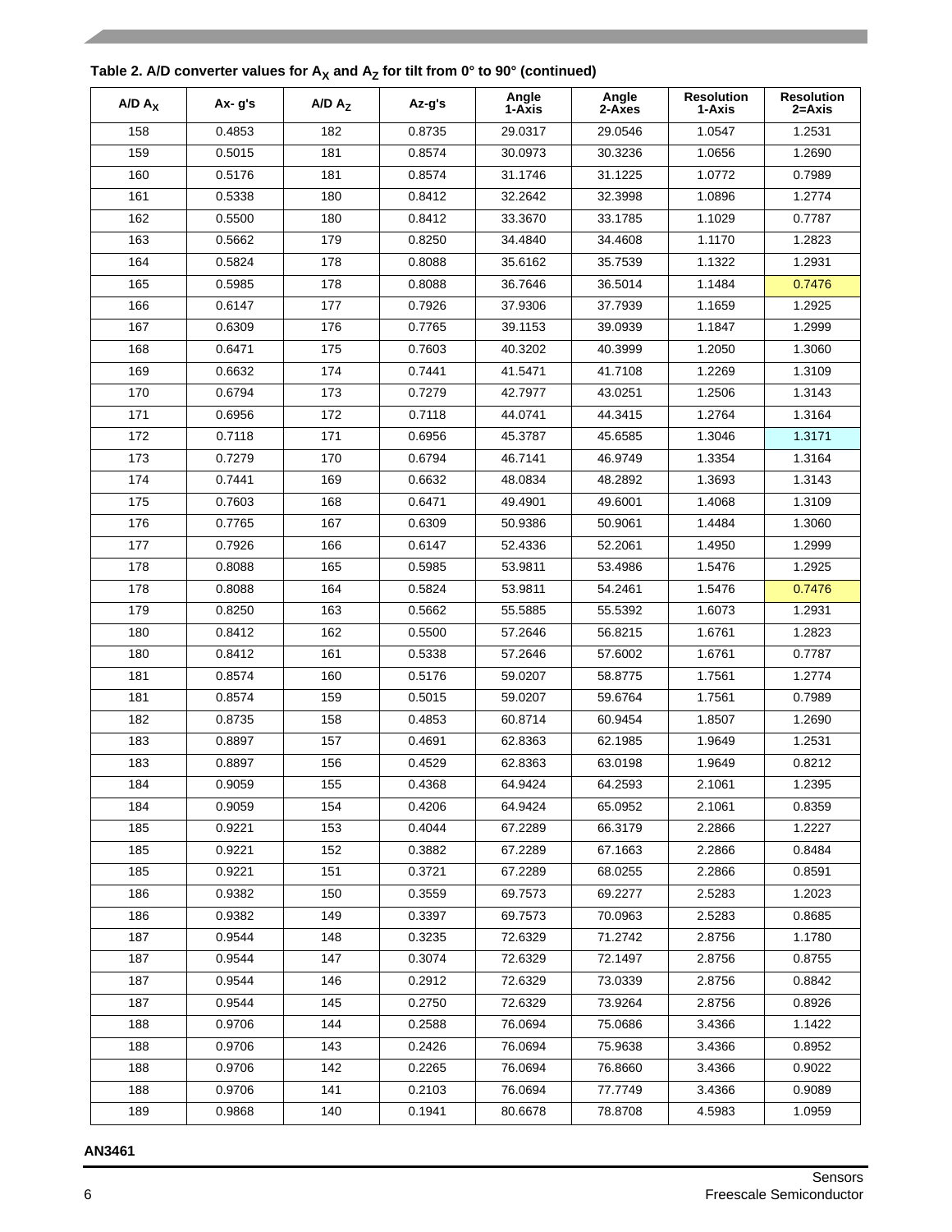Table 2. A/D converter values for $A_X$ and $A_Z$ for tilt from 0° to 90° (continued)

| A/D $A_X$ | Ax- g's | A/D $A_Z$ | Az-g's | Angle 1-Axis | Angle 2-Axes | Resolution 1-Axis | Resolution 2=Axis |
|---|---|---|---|---|---|---|---|
| 158 | 0.4853 | 182 | 0.8735 | 29.0317 | 29.0546 | 1.0547 | 1.2531 |
| 159 | 0.5015 | 181 | 0.8574 | 30.0973 | 30.3236 | 1.0656 | 1.2690 |
| 160 | 0.5176 | 181 | 0.8574 | 31.1746 | 31.1225 | 1.0772 | 0.7989 |
| 161 | 0.5338 | 180 | 0.8412 | 32.2642 | 32.3998 | 1.0896 | 1.2774 |
| 162 | 0.5500 | 180 | 0.8412 | 33.3670 | 33.1785 | 1.1029 | 0.7787 |
| 163 | 0.5662 | 179 | 0.8250 | 34.4840 | 34.4608 | 1.1170 | 1.2823 |
| 164 | 0.5824 | 178 | 0.8088 | 35.6162 | 35.7539 | 1.1322 | 1.2931 |
| 165 | 0.5985 | 178 | 0.8088 | 36.7646 | 36.5014 | 1.1484 | 0.7476 |
| 166 | 0.6147 | 177 | 0.7926 | 37.9306 | 37.7939 | 1.1659 | 1.2925 |
| 167 | 0.6309 | 176 | 0.7765 | 39.1153 | 39.0939 | 1.1847 | 1.2999 |
| 168 | 0.6471 | 175 | 0.7603 | 40.3202 | 40.3999 | 1.2050 | 1.3060 |
| 169 | 0.6632 | 174 | 0.7441 | 41.5471 | 41.7108 | 1.2269 | 1.3109 |
| 170 | 0.6794 | 173 | 0.7279 | 42.7977 | 43.0251 | 1.2506 | 1.3143 |
| 171 | 0.6956 | 172 | 0.7118 | 44.0741 | 44.3415 | 1.2764 | 1.3164 |
| 172 | 0.7118 | 171 | 0.6956 | 45.3787 | 45.6585 | 1.3046 | 1.3171 |
| 173 | 0.7279 | 170 | 0.6794 | 46.7141 | 46.9749 | 1.3354 | 1.3164 |
| 174 | 0.7441 | 169 | 0.6632 | 48.0834 | 48.2892 | 1.3693 | 1.3143 |
| 175 | 0.7603 | 168 | 0.6471 | 49.4901 | 49.6001 | 1.4068 | 1.3109 |
| 176 | 0.7765 | 167 | 0.6309 | 50.9386 | 50.9061 | 1.4484 | 1.3060 |
| 177 | 0.7926 | 166 | 0.6147 | 52.4336 | 52.2061 | 1.4950 | 1.2999 |
| 178 | 0.8088 | 165 | 0.5985 | 53.9811 | 53.4986 | 1.5476 | 1.2925 |
| 178 | 0.8088 | 164 | 0.5824 | 53.9811 | 54.2461 | 1.5476 | 0.7476 |
| 179 | 0.8250 | 163 | 0.5662 | 55.5885 | 55.5392 | 1.6073 | 1.2931 |
| 180 | 0.8412 | 162 | 0.5500 | 57.2646 | 56.8215 | 1.6761 | 1.2823 |
| 180 | 0.8412 | 161 | 0.5338 | 57.2646 | 57.6002 | 1.6761 | 0.7787 |
| 181 | 0.8574 | 160 | 0.5176 | 59.0207 | 58.8775 | 1.7561 | 1.2774 |
| 181 | 0.8574 | 159 | 0.5015 | 59.0207 | 59.6764 | 1.7561 | 0.7989 |
| 182 | 0.8735 | 158 | 0.4853 | 60.8714 | 60.9454 | 1.8507 | 1.2690 |
| 183 | 0.8897 | 157 | 0.4691 | 62.8363 | 62.1985 | 1.9649 | 1.2531 |
| 183 | 0.8897 | 156 | 0.4529 | 62.8363 | 63.0198 | 1.9649 | 0.8212 |
| 184 | 0.9059 | 155 | 0.4368 | 64.9424 | 64.2593 | 2.1061 | 1.2395 |
| 184 | 0.9059 | 154 | 0.4206 | 64.9424 | 65.0952 | 2.1061 | 0.8359 |
| 185 | 0.9221 | 153 | 0.4044 | 67.2289 | 66.3179 | 2.2866 | 1.2227 |
| 185 | 0.9221 | 152 | 0.3882 | 67.2289 | 67.1663 | 2.2866 | 0.8484 |
| 185 | 0.9221 | 151 | 0.3721 | 67.2289 | 68.0255 | 2.2866 | 0.8591 |
| 186 | 0.9382 | 150 | 0.3559 | 69.7573 | 69.2277 | 2.5283 | 1.2023 |
| 186 | 0.9382 | 149 | 0.3397 | 69.7573 | 70.0963 | 2.5283 | 0.8685 |
| 187 | 0.9544 | 148 | 0.3235 | 72.6329 | 71.2742 | 2.8756 | 1.1780 |
| 187 | 0.9544 | 147 | 0.3074 | 72.6329 | 72.1497 | 2.8756 | 0.8755 |
| 187 | 0.9544 | 146 | 0.2912 | 72.6329 | 73.0339 | 2.8756 | 0.8842 |
| 187 | 0.9544 | 145 | 0.2750 | 72.6329 | 73.9264 | 2.8756 | 0.8926 |
| 188 | 0.9706 | 144 | 0.2588 | 76.0694 | 75.0686 | 3.4366 | 1.1422 |
| 188 | 0.9706 | 143 | 0.2426 | 76.0694 | 75.9638 | 3.4366 | 0.8952 |
| 188 | 0.9706 | 142 | 0.2265 | 76.0694 | 76.8660 | 3.4366 | 0.9022 |
| 188 | 0.9706 | 141 | 0.2103 | 76.0694 | 77.7749 | 3.4366 | 0.9089 |
| 189 | 0.9868 | 140 | 0.1941 | 80.6678 | 78.8708 | 4.5983 | 1.0959 |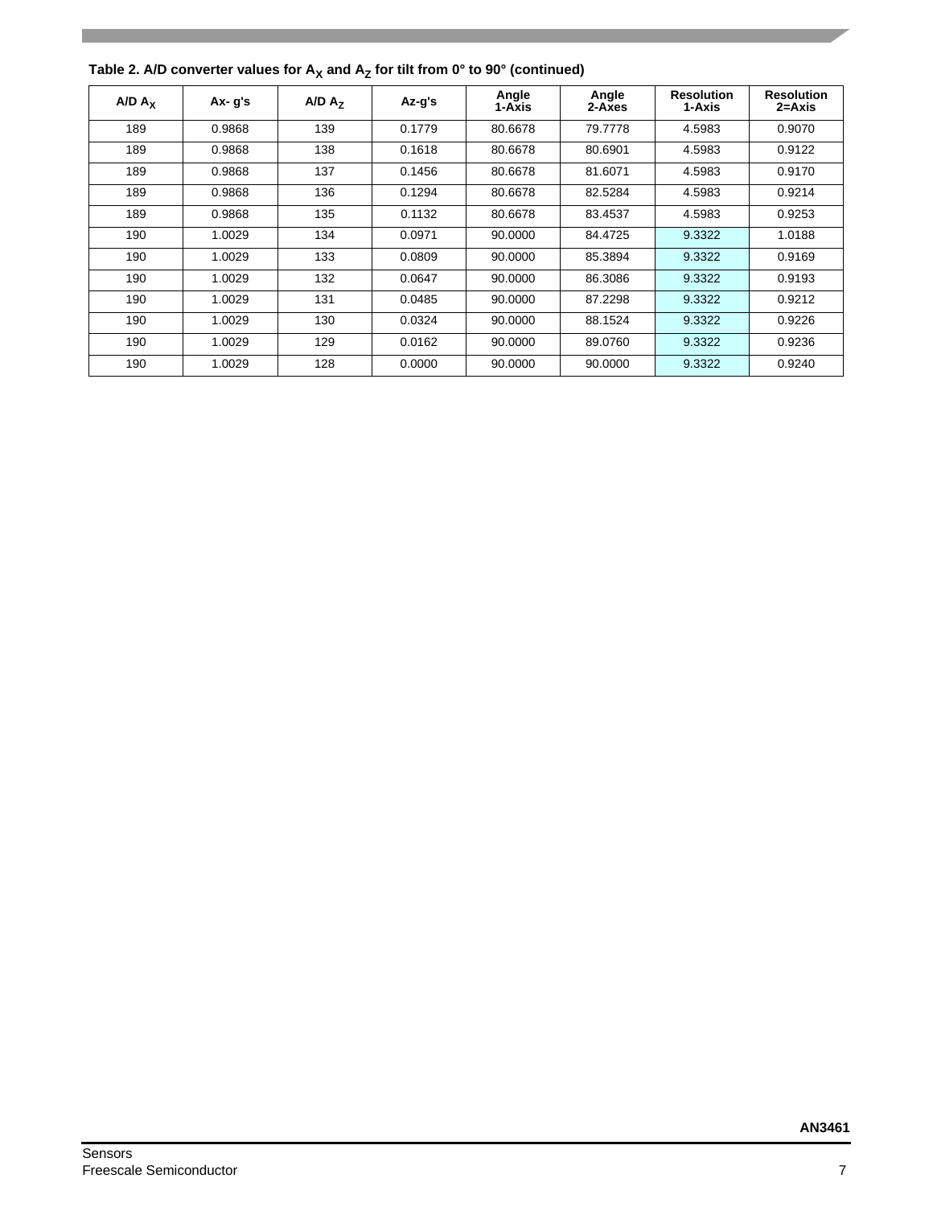**Table 2. A/D converter values for $A_X$ and $A_Z$ for tilt from 0° to 90° (continued)**

| A/D $A_X$ | Ax- g's | A/D $A_Z$ | Az-g's | Angle 1-Axis | Angle 2-Axes | Resolution 1-Axis | Resolution 2=Axis |
|---|---|---|---|---|---|---|---|
| 189 | 0.9868 | 139 | 0.1779 | 80.6678 | 79.7778 | 4.5983 | 0.9070 |
| 189 | 0.9868 | 138 | 0.1618 | 80.6678 | 80.6901 | 4.5983 | 0.9122 |
| 189 | 0.9868 | 137 | 0.1456 | 80.6678 | 81.6071 | 4.5983 | 0.9170 |
| 189 | 0.9868 | 136 | 0.1294 | 80.6678 | 82.5284 | 4.5983 | 0.9214 |
| 189 | 0.9868 | 135 | 0.1132 | 80.6678 | 83.4537 | 4.5983 | 0.9253 |
| 190 | 1.0029 | 134 | 0.0971 | 90.0000 | 84.4725 | 9.3322 | 1.0188 |
| 190 | 1.0029 | 133 | 0.0809 | 90.0000 | 85.3894 | 9.3322 | 0.9169 |
| 190 | 1.0029 | 132 | 0.0647 | 90.0000 | 86.3086 | 9.3322 | 0.9193 |
| 190 | 1.0029 | 131 | 0.0485 | 90.0000 | 87.2298 | 9.3322 | 0.9212 |
| 190 | 1.0029 | 130 | 0.0324 | 90.0000 | 88.1524 | 9.3322 | 0.9226 |
| 190 | 1.0029 | 129 | 0.0162 | 90.0000 | 89.0760 | 9.3322 | 0.9236 |
| 190 | 1.0029 | 128 | 0.0000 | 90.0000 | 90.0000 | 9.3322 | 0.9240 |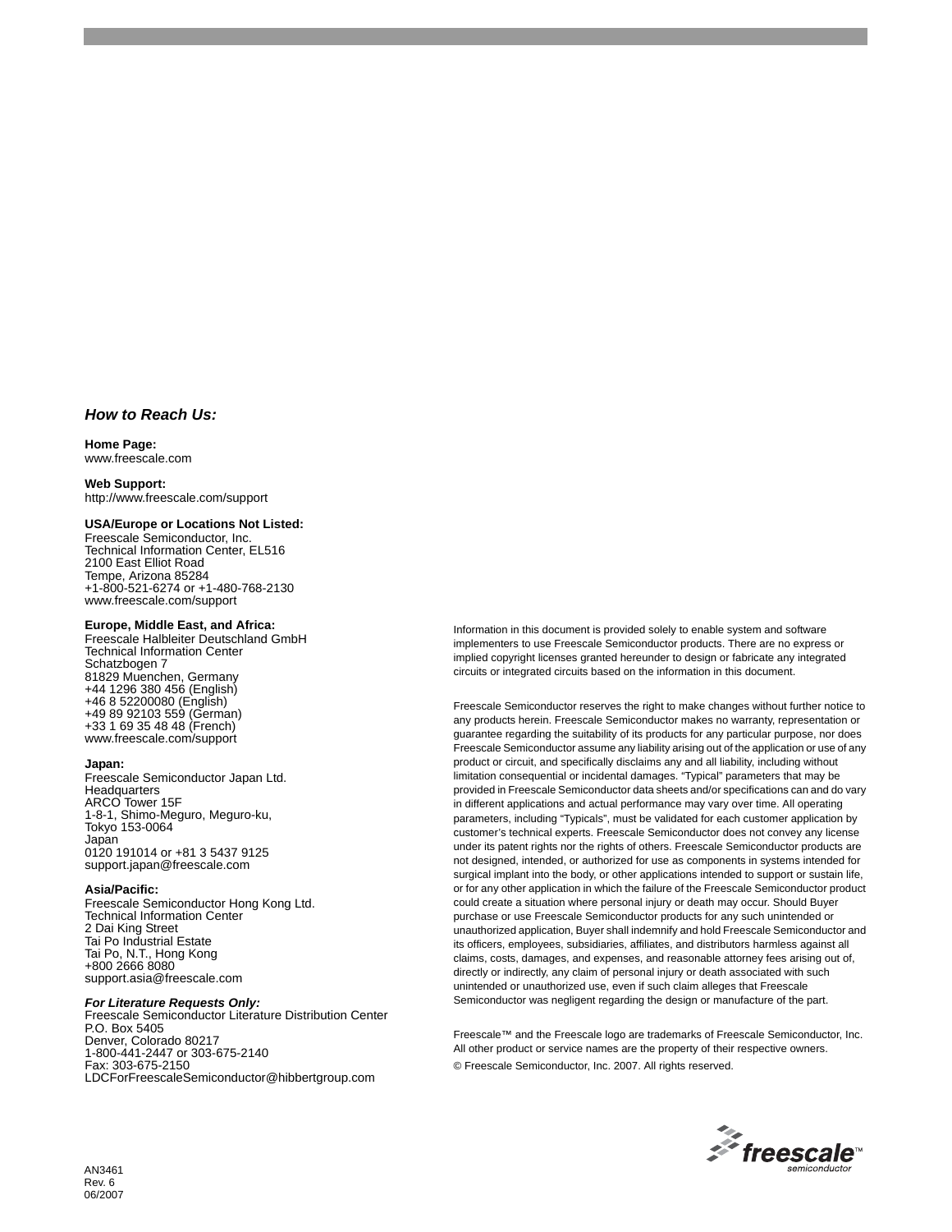***How to Reach Us:***

**Home Page:**
www.freescale.com

**Web Support:**
http://www.freescale.com/support

**USA/Europe or Locations Not Listed:**
Freescale Semiconductor, Inc.
Technical Information Center, EL516
2100 East Elliot Road
Tempe, Arizona 85284
+1-800-521-6274 or +1-480-768-2130
www.freescale.com/support

**Europe, Middle East, and Africa:**
Freescale Halbleiter Deutschland GmbH
Technical Information Center
Schatzbogen 7
81829 Muenchen, Germany
+44 1296 380 456 (English)
+46 8 52200080 (English)
+49 89 92103 559 (German)
+33 1 69 35 48 48 (French)
www.freescale.com/support

**Japan:**
Freescale Semiconductor Japan Ltd.
Headquarters
ARCO Tower 15F
1-8-1, Shimo-Meguro, Meguro-ku,
Tokyo 153-0064
Japan
0120 191014 or +81 3 5437 9125
support.japan@freescale.com

**Asia/Pacific:**
Freescale Semiconductor Hong Kong Ltd.
Technical Information Center
2 Dai King Street
Tai Po Industrial Estate
Tai Po, N.T., Hong Kong
+800 2666 8080
support.asia@freescale.com

***For Literature Requests Only:***
Freescale Semiconductor Literature Distribution Center
P.O. Box 5405
Denver, Colorado 80217
1-800-441-2447 or 303-675-2140
Fax: 303-675-2150
LDCForFreescaleSemiconductor@hibbertgroup.com

Information in this document is provided solely to enable system and software implementers to use Freescale Semiconductor products. There are no express or implied copyright licenses granted hereunder to design or fabricate any integrated circuits or integrated circuits based on the information in this document.

Freescale Semiconductor reserves the right to make changes without further notice to any products herein. Freescale Semiconductor makes no warranty, representation or guarantee regarding the suitability of its products for any particular purpose, nor does Freescale Semiconductor assume any liability arising out of the application or use of any product or circuit, and specifically disclaims any and all liability, including without limitation consequential or incidental damages. “Typical” parameters that may be provided in Freescale Semiconductor data sheets and/or specifications can and do vary in different applications and actual performance may vary over time. All operating parameters, including “Typicals”, must be validated for each customer application by customer’s technical experts. Freescale Semiconductor does not convey any license under its patent rights nor the rights of others. Freescale Semiconductor products are not designed, intended, or authorized for use as components in systems intended for surgical implant into the body, or other applications intended to support or sustain life, or for any other application in which the failure of the Freescale Semiconductor product could create a situation where personal injury or death may occur. Should Buyer purchase or use Freescale Semiconductor products for any such unintended or unauthorized application, Buyer shall indemnify and hold Freescale Semiconductor and its officers, employees, subsidiaries, affiliates, and distributors harmless against all claims, costs, damages, and expenses, and reasonable attorney fees arising out of, directly or indirectly, any claim of personal injury or death associated with such unintended or unauthorized use, even if such claim alleges that Freescale Semiconductor was negligent regarding the design or manufacture of the part.

Freescale™ and the Freescale logo are trademarks of Freescale Semiconductor, Inc. All other product or service names are the property of their respective owners.
© Freescale Semiconductor, Inc. 2007. All rights reserved.

AN3461
Rev. 6
06/2007